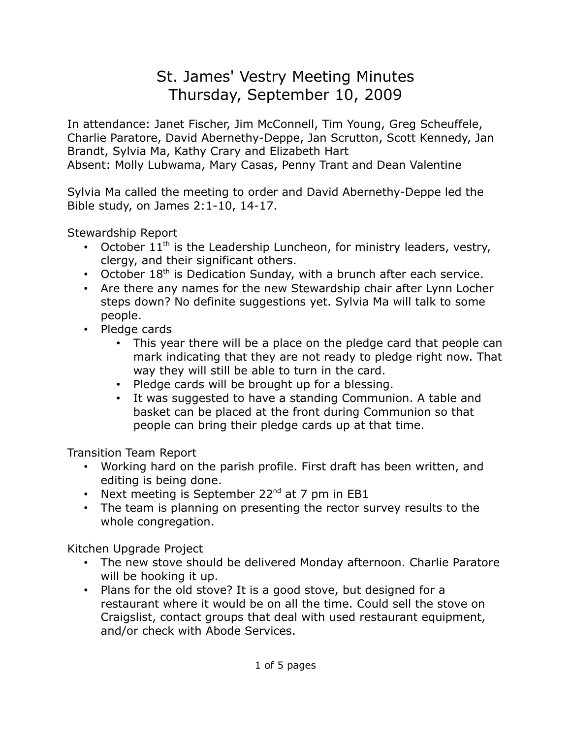# St. James' Vestry Meeting Minutes
# Thursday, September 10, 2009

In attendance: Janet Fischer, Jim McConnell, Tim Young, Greg Scheuffele, Charlie Paratore, David Abernethy-Deppe, Jan Scrutton, Scott Kennedy, Jan Brandt, Sylvia Ma, Kathy Crary and Elizabeth Hart
Absent: Molly Lubwama, Mary Casas, Penny Trant and Dean Valentine

Sylvia Ma called the meeting to order and David Abernethy-Deppe led the Bible study, on James 2:1-10, 14-17.

## Stewardship Report

- October 11th is the Leadership Luncheon, for ministry leaders, vestry, clergy, and their significant others.
- October 18th is Dedication Sunday, with a brunch after each service.
- Are there any names for the new Stewardship chair after Lynn Locher steps down? No definite suggestions yet. Sylvia Ma will talk to some people.
- Pledge cards
  - This year there will be a place on the pledge card that people can mark indicating that they are not ready to pledge right now. That way they will still be able to turn in the card.
  - Pledge cards will be brought up for a blessing.
  - It was suggested to have a standing Communion. A table and basket can be placed at the front during Communion so that people can bring their pledge cards up at that time.

## Transition Team Report

- Working hard on the parish profile. First draft has been written, and editing is being done.
- Next meeting is September 22nd at 7 pm in EB1
- The team is planning on presenting the rector survey results to the whole congregation.

## Kitchen Upgrade Project

- The new stove should be delivered Monday afternoon. Charlie Paratore will be hooking it up.
- Plans for the old stove? It is a good stove, but designed for a restaurant where it would be on all the time. Could sell the stove on Craigslist, contact groups that deal with used restaurant equipment, and/or check with Abode Services.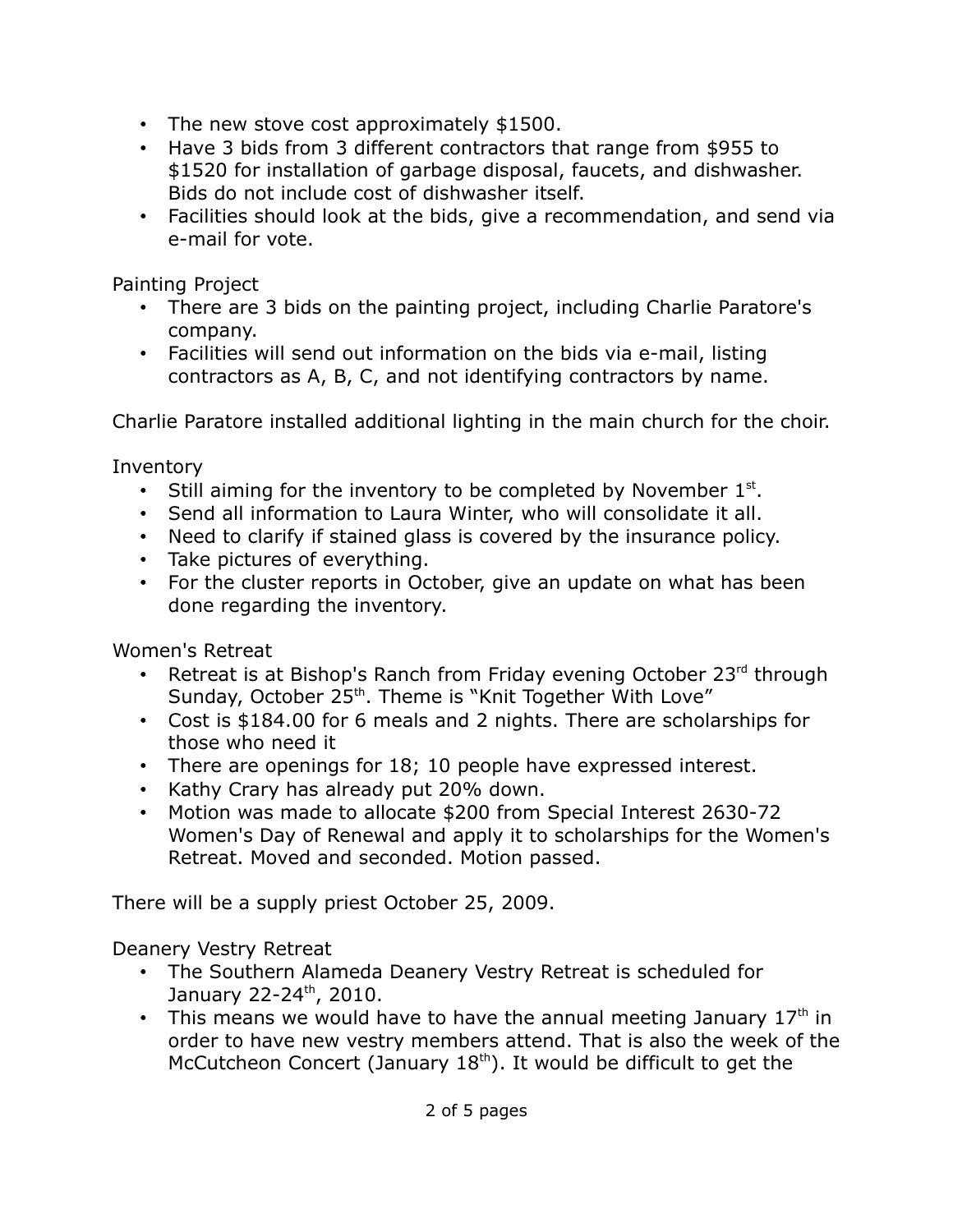- The new stove cost approximately $1500.
- Have 3 bids from 3 different contractors that range from $955 to $1520 for installation of garbage disposal, faucets, and dishwasher. Bids do not include cost of dishwasher itself.
- Facilities should look at the bids, give a recommendation, and send via e-mail for vote.

Painting Project

- There are 3 bids on the painting project, including Charlie Paratore's company.
- Facilities will send out information on the bids via e-mail, listing contractors as A, B, C, and not identifying contractors by name.

Charlie Paratore installed additional lighting in the main church for the choir.

Inventory

- Still aiming for the inventory to be completed by November 1st.
- Send all information to Laura Winter, who will consolidate it all.
- Need to clarify if stained glass is covered by the insurance policy.
- Take pictures of everything.
- For the cluster reports in October, give an update on what has been done regarding the inventory.

Women's Retreat

- Retreat is at Bishop's Ranch from Friday evening October 23rd through Sunday, October 25th. Theme is "Knit Together With Love"
- Cost is $184.00 for 6 meals and 2 nights. There are scholarships for those who need it
- There are openings for 18; 10 people have expressed interest.
- Kathy Crary has already put 20% down.
- Motion was made to allocate $200 from Special Interest 2630-72 Women's Day of Renewal and apply it to scholarships for the Women's Retreat. Moved and seconded. Motion passed.

There will be a supply priest October 25, 2009.

Deanery Vestry Retreat

- The Southern Alameda Deanery Vestry Retreat is scheduled for January 22-24th, 2010.
- This means we would have to have the annual meeting January 17th in order to have new vestry members attend. That is also the week of the McCutcheon Concert (January 18th). It would be difficult to get the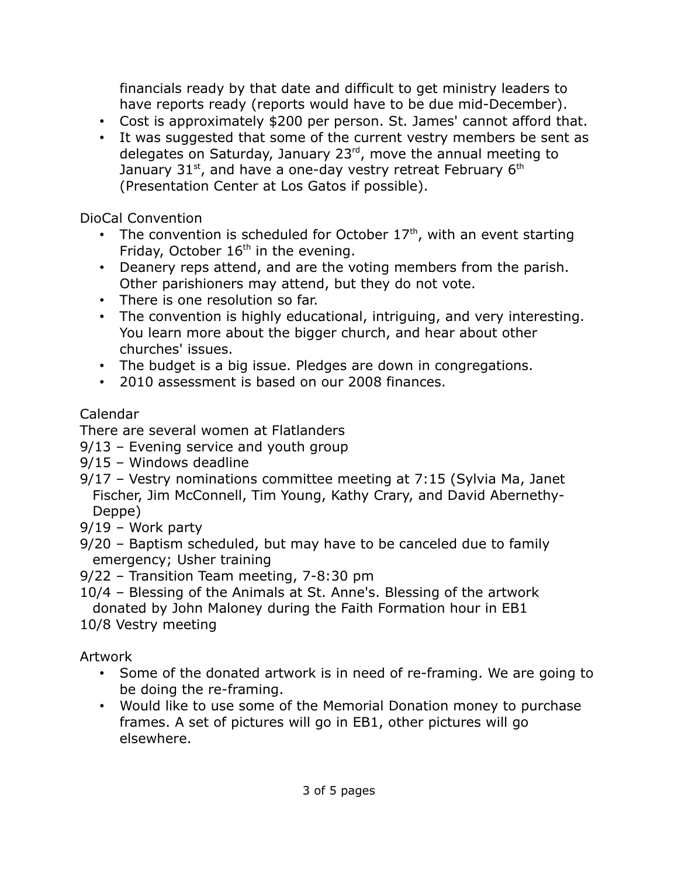financials ready by that date and difficult to get ministry leaders to have reports ready (reports would have to be due mid-December).

- Cost is approximately $200 per person. St. James' cannot afford that.
- It was suggested that some of the current vestry members be sent as delegates on Saturday, January 23rd, move the annual meeting to January 31st, and have a one-day vestry retreat February 6th (Presentation Center at Los Gatos if possible).

DioCal Convention

- The convention is scheduled for October 17th, with an event starting Friday, October 16th in the evening.
- Deanery reps attend, and are the voting members from the parish. Other parishioners may attend, but they do not vote.
- There is one resolution so far.
- The convention is highly educational, intriguing, and very interesting. You learn more about the bigger church, and hear about other churches' issues.
- The budget is a big issue. Pledges are down in congregations.
- 2010 assessment is based on our 2008 finances.

Calendar

There are several women at Flatlanders

9/13 – Evening service and youth group

9/15 – Windows deadline

9/17 – Vestry nominations committee meeting at 7:15 (Sylvia Ma, Janet Fischer, Jim McConnell, Tim Young, Kathy Crary, and David Abernethy-Deppe)

9/19 – Work party

9/20 – Baptism scheduled, but may have to be canceled due to family emergency; Usher training

9/22 – Transition Team meeting, 7-8:30 pm

10/4 – Blessing of the Animals at St. Anne's. Blessing of the artwork donated by John Maloney during the Faith Formation hour in EB1

10/8 Vestry meeting

Artwork

- Some of the donated artwork is in need of re-framing. We are going to be doing the re-framing.
- Would like to use some of the Memorial Donation money to purchase frames. A set of pictures will go in EB1, other pictures will go elsewhere.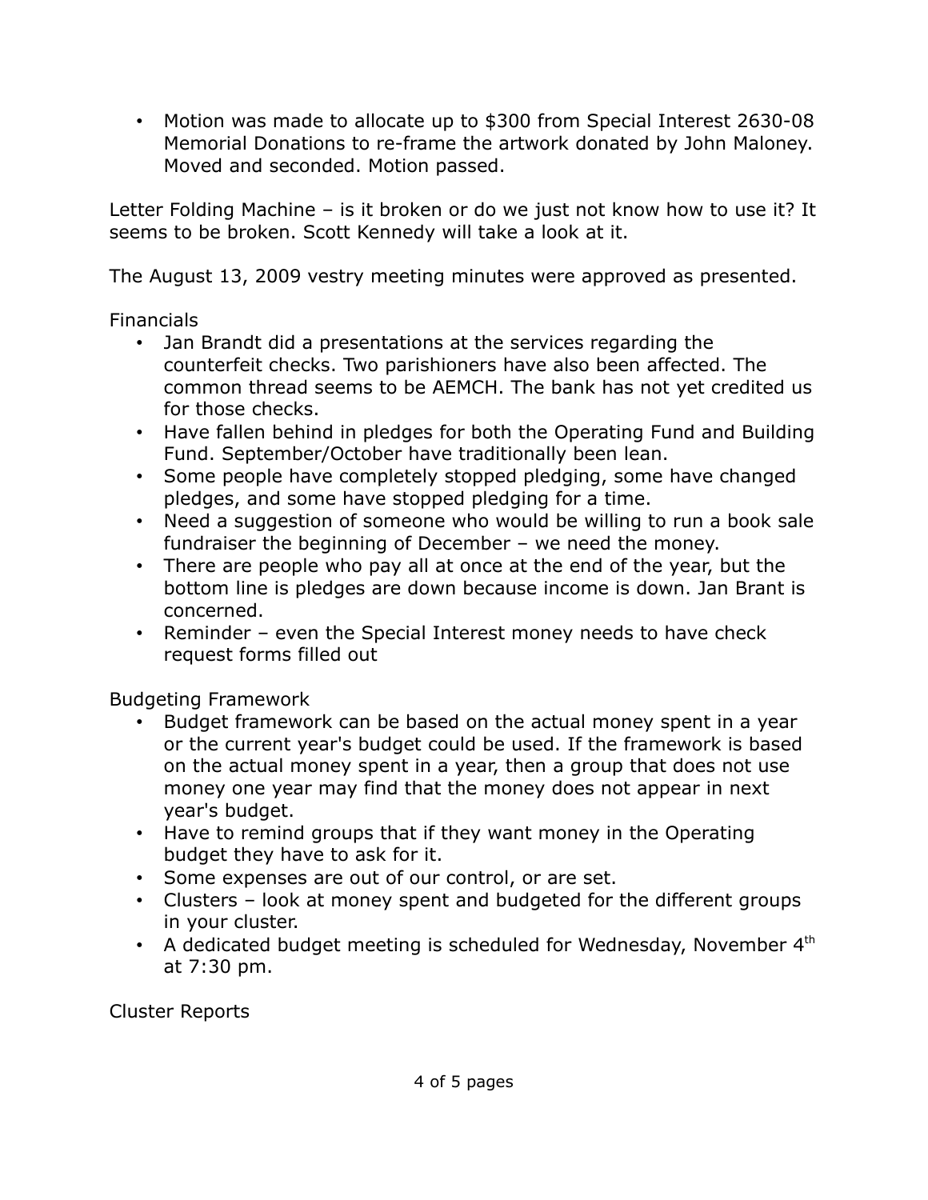- Motion was made to allocate up to $300 from Special Interest 2630-08 Memorial Donations to re-frame the artwork donated by John Maloney. Moved and seconded. Motion passed.

Letter Folding Machine – is it broken or do we just not know how to use it? It seems to be broken. Scott Kennedy will take a look at it.

The August 13, 2009 vestry meeting minutes were approved as presented.

Financials

- Jan Brandt did a presentations at the services regarding the counterfeit checks. Two parishioners have also been affected. The common thread seems to be AEMCH. The bank has not yet credited us for those checks.
- Have fallen behind in pledges for both the Operating Fund and Building Fund. September/October have traditionally been lean.
- Some people have completely stopped pledging, some have changed pledges, and some have stopped pledging for a time.
- Need a suggestion of someone who would be willing to run a book sale fundraiser the beginning of December – we need the money.
- There are people who pay all at once at the end of the year, but the bottom line is pledges are down because income is down. Jan Brant is concerned.
- Reminder – even the Special Interest money needs to have check request forms filled out

Budgeting Framework

- Budget framework can be based on the actual money spent in a year or the current year's budget could be used. If the framework is based on the actual money spent in a year, then a group that does not use money one year may find that the money does not appear in next year's budget.
- Have to remind groups that if they want money in the Operating budget they have to ask for it.
- Some expenses are out of our control, or are set.
- Clusters – look at money spent and budgeted for the different groups in your cluster.
- A dedicated budget meeting is scheduled for Wednesday, November 4th at 7:30 pm.

Cluster Reports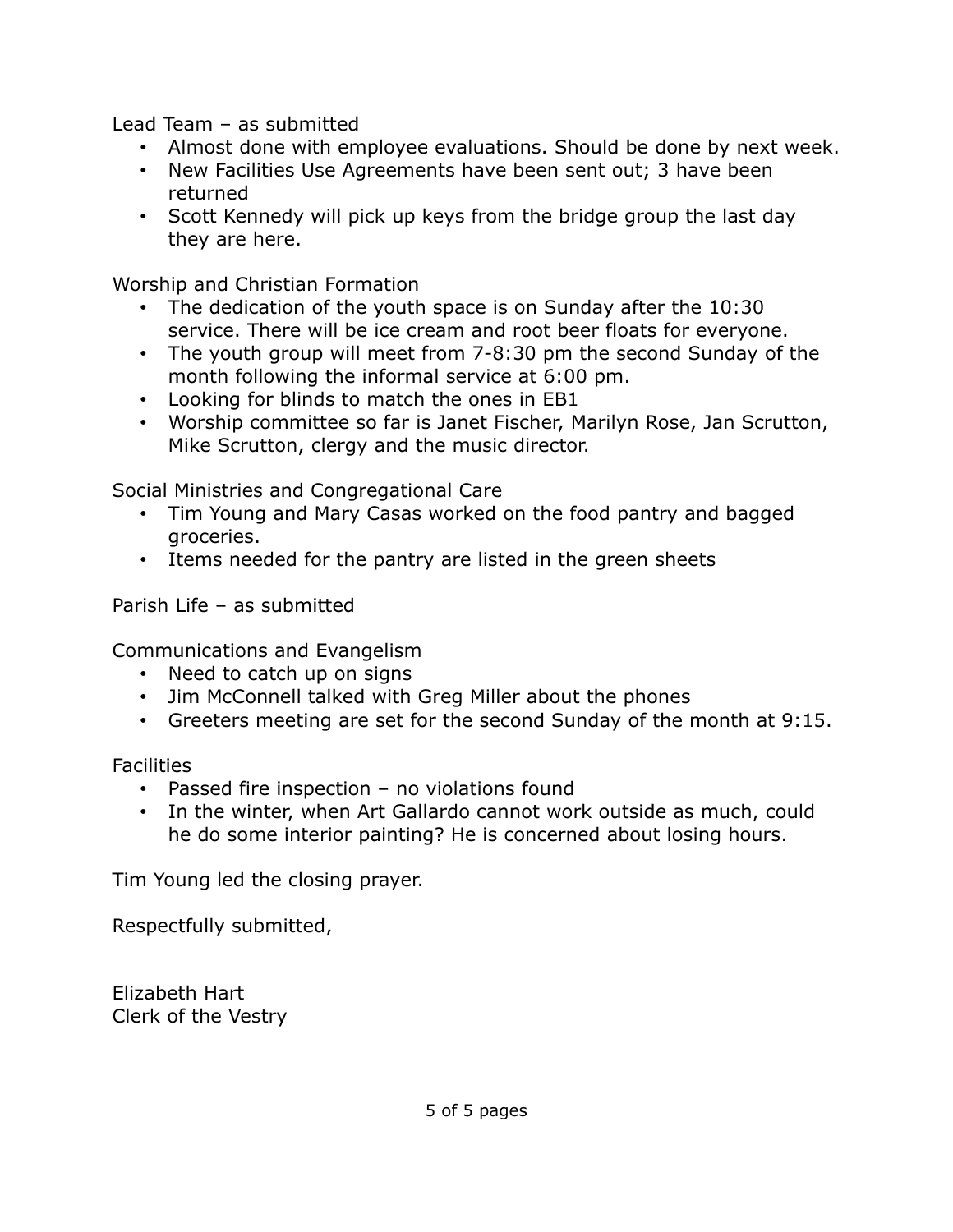Lead Team – as submitted

- Almost done with employee evaluations. Should be done by next week.
- New Facilities Use Agreements have been sent out; 3 have been returned
- Scott Kennedy will pick up keys from the bridge group the last day they are here.

Worship and Christian Formation

- The dedication of the youth space is on Sunday after the 10:30 service. There will be ice cream and root beer floats for everyone.
- The youth group will meet from 7-8:30 pm the second Sunday of the month following the informal service at 6:00 pm.
- Looking for blinds to match the ones in EB1
- Worship committee so far is Janet Fischer, Marilyn Rose, Jan Scrutton, Mike Scrutton, clergy and the music director.

Social Ministries and Congregational Care

- Tim Young and Mary Casas worked on the food pantry and bagged groceries.
- Items needed for the pantry are listed in the green sheets

Parish Life – as submitted

Communications and Evangelism

- Need to catch up on signs
- Jim McConnell talked with Greg Miller about the phones
- Greeters meeting are set for the second Sunday of the month at 9:15.

Facilities

- Passed fire inspection – no violations found
- In the winter, when Art Gallardo cannot work outside as much, could he do some interior painting? He is concerned about losing hours.

Tim Young led the closing prayer.

Respectfully submitted,

Elizabeth Hart
Clerk of the Vestry